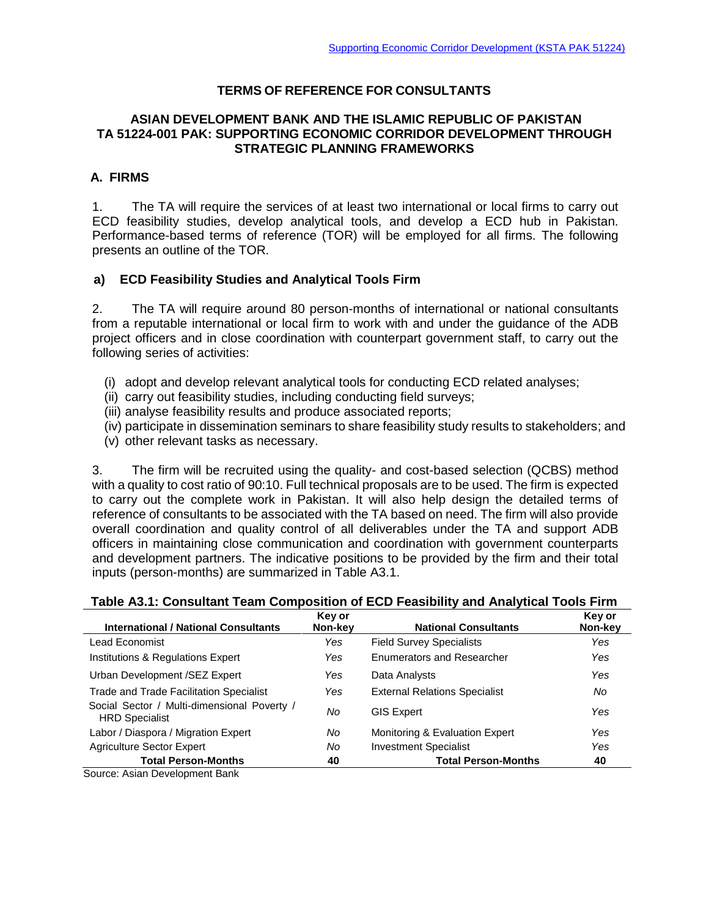Supporting Economic Corridor Development (KSTA PAK 51224)

# TERMS OF REFERENCE FOR CONSULTANTS

## ASIAN DEVELOPMENT BANK AND THE ISLAMIC REPUBLIC OF PAKISTAN
## TA 51224-001 PAK: SUPPORTING ECONOMIC CORRIDOR DEVELOPMENT THROUGH STRATEGIC PLANNING FRAMEWORKS

### A. FIRMS

1. The TA will require the services of at least two international or local firms to carry out ECD feasibility studies, develop analytical tools, and develop a ECD hub in Pakistan. Performance-based terms of reference (TOR) will be employed for all firms. The following presents an outline of the TOR.

#### a) ECD Feasibility Studies and Analytical Tools Firm

2. The TA will require around 80 person-months of international or national consultants from a reputable international or local firm to work with and under the guidance of the ADB project officers and in close coordination with counterpart government staff, to carry out the following series of activities:

(i) adopt and develop relevant analytical tools for conducting ECD related analyses;
(ii) carry out feasibility studies, including conducting field surveys;
(iii) analyse feasibility results and produce associated reports;
(iv) participate in dissemination seminars to share feasibility study results to stakeholders; and
(v) other relevant tasks as necessary.

3. The firm will be recruited using the quality- and cost-based selection (QCBS) method with a quality to cost ratio of 90:10. Full technical proposals are to be used. The firm is expected to carry out the complete work in Pakistan. It will also help design the detailed terms of reference of consultants to be associated with the TA based on need. The firm will also provide overall coordination and quality control of all deliverables under the TA and support ADB officers in maintaining close communication and coordination with government counterparts and development partners. The indicative positions to be provided by the firm and their total inputs (person-months) are summarized in Table A3.1.

**Table A3.1: Consultant Team Composition of ECD Feasibility and Analytical Tools Firm**

| International / National Consultants | Key or Non-key | National Consultants | Key or Non-key |
|---|---|---|---|
| Lead Economist | *Yes* | Field Survey Specialists | *Yes* |
| Institutions & Regulations Expert | *Yes* | Enumerators and Researcher | *Yes* |
| Urban Development /SEZ Expert | *Yes* | Data Analysts | *Yes* |
| Trade and Trade Facilitation Specialist | *Yes* | External Relations Specialist | *No* |
| Social Sector / Multi-dimensional Poverty / HRD Specialist | *No* | GIS Expert | *Yes* |
| Labor / Diaspora / Migration Expert | *No* | Monitoring & Evaluation Expert | *Yes* |
| Agriculture Sector Expert | *No* | Investment Specialist | *Yes* |
| **Total Person-Months** | **40** | **Total Person-Months** | **40** |

Source: Asian Development Bank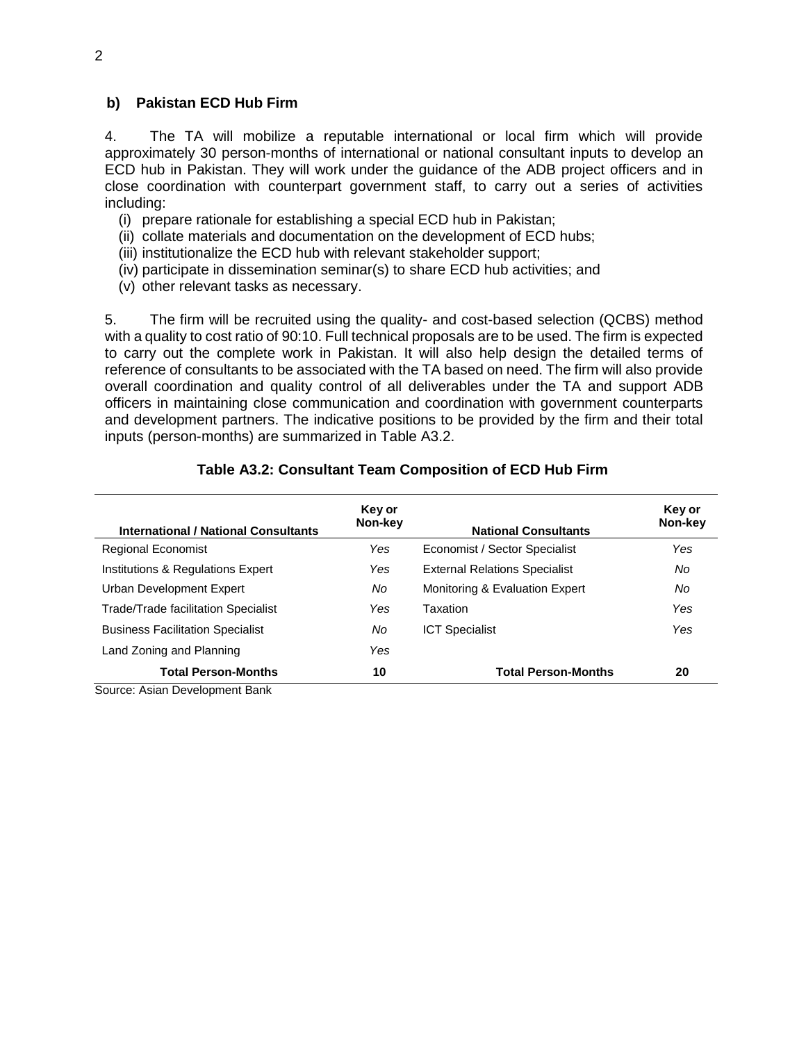### b) Pakistan ECD Hub Firm

4. The TA will mobilize a reputable international or local firm which will provide approximately 30 person-months of international or national consultant inputs to develop an ECD hub in Pakistan. They will work under the guidance of the ADB project officers and in close coordination with counterpart government staff, to carry out a series of activities including:

(i) prepare rationale for establishing a special ECD hub in Pakistan;
(ii) collate materials and documentation on the development of ECD hubs;
(iii) institutionalize the ECD hub with relevant stakeholder support;
(iv) participate in dissemination seminar(s) to share ECD hub activities; and
(v) other relevant tasks as necessary.

5. The firm will be recruited using the quality- and cost-based selection (QCBS) method with a quality to cost ratio of 90:10. Full technical proposals are to be used. The firm is expected to carry out the complete work in Pakistan. It will also help design the detailed terms of reference of consultants to be associated with the TA based on need. The firm will also provide overall coordination and quality control of all deliverables under the TA and support ADB officers in maintaining close communication and coordination with government counterparts and development partners. The indicative positions to be provided by the firm and their total inputs (person-months) are summarized in Table A3.2.

**Table A3.2: Consultant Team Composition of ECD Hub Firm**

| International / National Consultants | Key or Non-key | National Consultants | Key or Non-key |
|---|---|---|---|
| Regional Economist | *Yes* | Economist / Sector Specialist | *Yes* |
| Institutions & Regulations Expert | *Yes* | External Relations Specialist | *No* |
| Urban Development Expert | *No* | Monitoring & Evaluation Expert | *No* |
| Trade/Trade facilitation Specialist | *Yes* | Taxation | *Yes* |
| Business Facilitation Specialist | *No* | ICT Specialist | *Yes* |
| Land Zoning and Planning | *Yes* | | |
| **Total Person-Months** | **10** | **Total Person-Months** | **20** |

Source: Asian Development Bank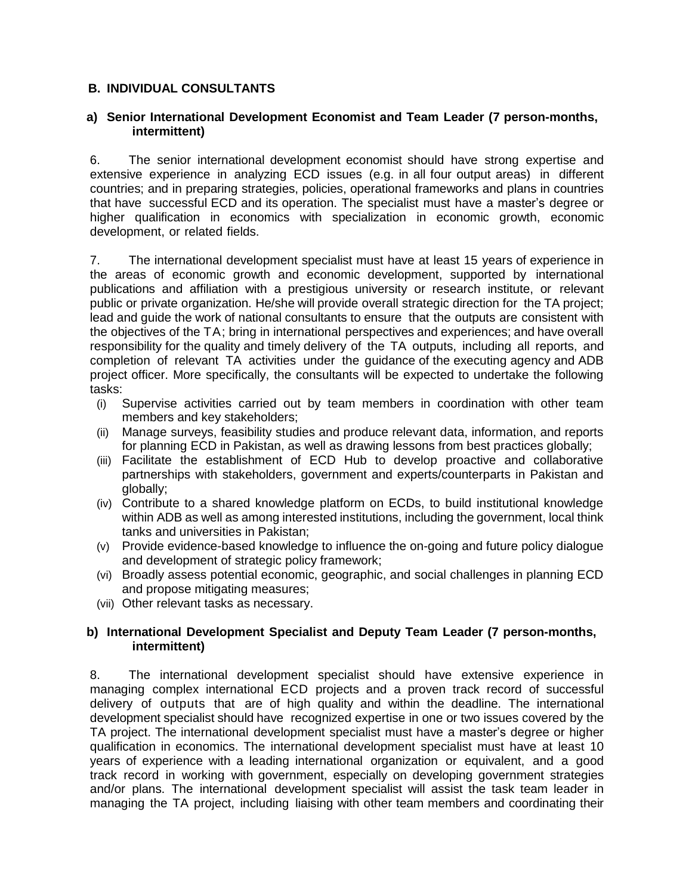## B. INDIVIDUAL CONSULTANTS

### a) Senior International Development Economist and Team Leader (7 person-months, intermittent)

6. The senior international development economist should have strong expertise and extensive experience in analyzing ECD issues (e.g. in all four output areas) in different countries; and in preparing strategies, policies, operational frameworks and plans in countries that have successful ECD and its operation. The specialist must have a master's degree or higher qualification in economics with specialization in economic growth, economic development, or related fields.

7. The international development specialist must have at least 15 years of experience in the areas of economic growth and economic development, supported by international publications and affiliation with a prestigious university or research institute, or relevant public or private organization. He/she will provide overall strategic direction for the TA project; lead and guide the work of national consultants to ensure that the outputs are consistent with the objectives of the TA; bring in international perspectives and experiences; and have overall responsibility for the quality and timely delivery of the TA outputs, including all reports, and completion of relevant TA activities under the guidance of the executing agency and ADB project officer. More specifically, the consultants will be expected to undertake the following tasks:

- (i) Supervise activities carried out by team members in coordination with other team members and key stakeholders;
- (ii) Manage surveys, feasibility studies and produce relevant data, information, and reports for planning ECD in Pakistan, as well as drawing lessons from best practices globally;
- (iii) Facilitate the establishment of ECD Hub to develop proactive and collaborative partnerships with stakeholders, government and experts/counterparts in Pakistan and globally;
- (iv) Contribute to a shared knowledge platform on ECDs, to build institutional knowledge within ADB as well as among interested institutions, including the government, local think tanks and universities in Pakistan;
- (v) Provide evidence-based knowledge to influence the on-going and future policy dialogue and development of strategic policy framework;
- (vi) Broadly assess potential economic, geographic, and social challenges in planning ECD and propose mitigating measures;
- (vii) Other relevant tasks as necessary.

### b) International Development Specialist and Deputy Team Leader (7 person-months, intermittent)

8. The international development specialist should have extensive experience in managing complex international ECD projects and a proven track record of successful delivery of outputs that are of high quality and within the deadline. The international development specialist should have recognized expertise in one or two issues covered by the TA project. The international development specialist must have a master's degree or higher qualification in economics. The international development specialist must have at least 10 years of experience with a leading international organization or equivalent, and a good track record in working with government, especially on developing government strategies and/or plans. The international development specialist will assist the task team leader in managing the TA project, including liaising with other team members and coordinating their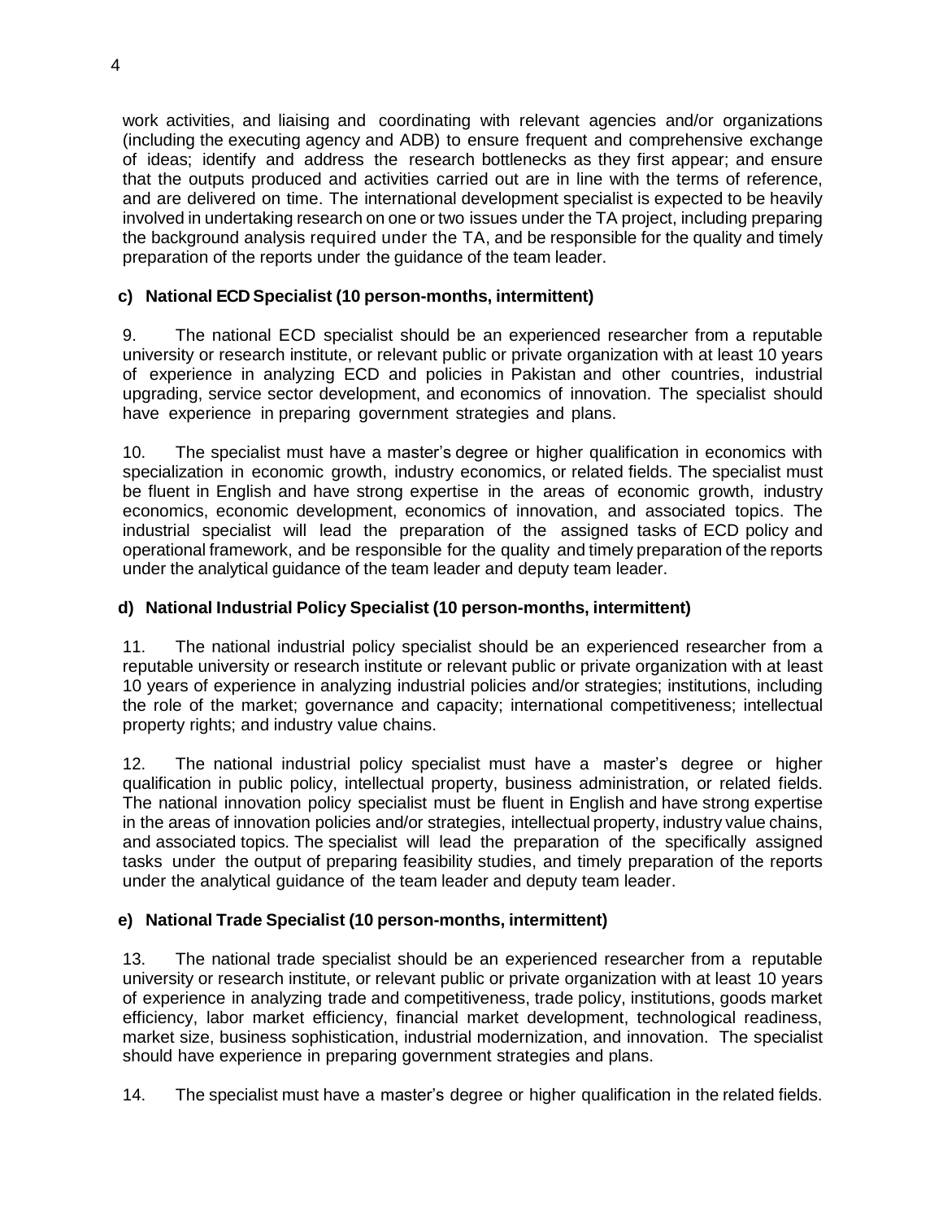work activities, and liaising and coordinating with relevant agencies and/or organizations (including the executing agency and ADB) to ensure frequent and comprehensive exchange of ideas; identify and address the research bottlenecks as they first appear; and ensure that the outputs produced and activities carried out are in line with the terms of reference, and are delivered on time. The international development specialist is expected to be heavily involved in undertaking research on one or two issues under the TA project, including preparing the background analysis required under the TA, and be responsible for the quality and timely preparation of the reports under the guidance of the team leader.

**c) National ECD Specialist (10 person-months, intermittent)**

9. The national ECD specialist should be an experienced researcher from a reputable university or research institute, or relevant public or private organization with at least 10 years of experience in analyzing ECD and policies in Pakistan and other countries, industrial upgrading, service sector development, and economics of innovation. The specialist should have experience in preparing government strategies and plans.

10. The specialist must have a master's degree or higher qualification in economics with specialization in economic growth, industry economics, or related fields. The specialist must be fluent in English and have strong expertise in the areas of economic growth, industry economics, economic development, economics of innovation, and associated topics. The industrial specialist will lead the preparation of the assigned tasks of ECD policy and operational framework, and be responsible for the quality and timely preparation of the reports under the analytical guidance of the team leader and deputy team leader.

**d) National Industrial Policy Specialist (10 person-months, intermittent)**

11. The national industrial policy specialist should be an experienced researcher from a reputable university or research institute or relevant public or private organization with at least 10 years of experience in analyzing industrial policies and/or strategies; institutions, including the role of the market; governance and capacity; international competitiveness; intellectual property rights; and industry value chains.

12. The national industrial policy specialist must have a master's degree or higher qualification in public policy, intellectual property, business administration, or related fields. The national innovation policy specialist must be fluent in English and have strong expertise in the areas of innovation policies and/or strategies, intellectual property, industry value chains, and associated topics. The specialist will lead the preparation of the specifically assigned tasks under the output of preparing feasibility studies, and timely preparation of the reports under the analytical guidance of the team leader and deputy team leader.

**e) National Trade Specialist (10 person-months, intermittent)**

13. The national trade specialist should be an experienced researcher from a reputable university or research institute, or relevant public or private organization with at least 10 years of experience in analyzing trade and competitiveness, trade policy, institutions, goods market efficiency, labor market efficiency, financial market development, technological readiness, market size, business sophistication, industrial modernization, and innovation. The specialist should have experience in preparing government strategies and plans.

14. The specialist must have a master's degree or higher qualification in the related fields.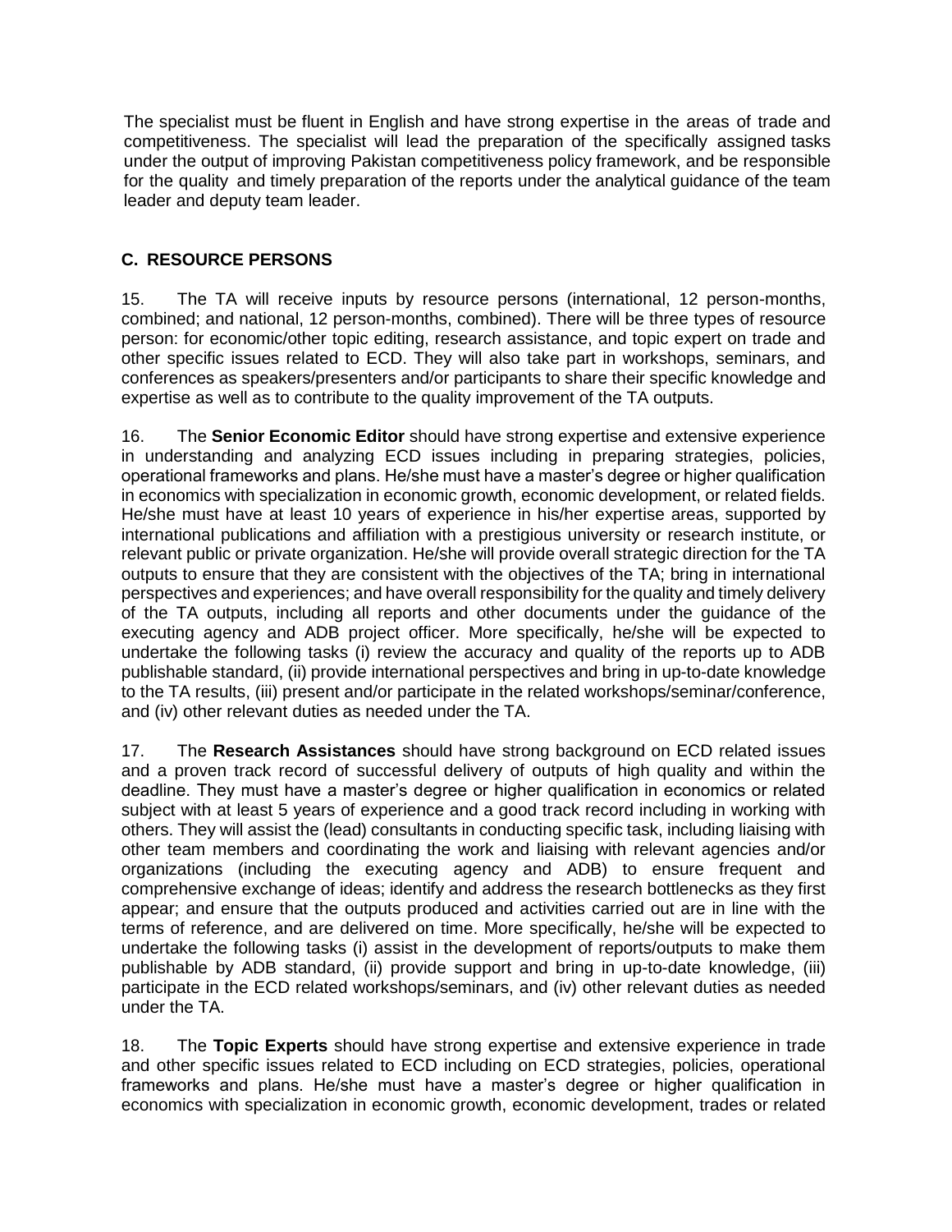The specialist must be fluent in English and have strong expertise in the areas of trade and competitiveness. The specialist will lead the preparation of the specifically assigned tasks under the output of improving Pakistan competitiveness policy framework, and be responsible for the quality and timely preparation of the reports under the analytical guidance of the team leader and deputy team leader.

## C. RESOURCE PERSONS

15. The TA will receive inputs by resource persons (international, 12 person-months, combined; and national, 12 person-months, combined). There will be three types of resource person: for economic/other topic editing, research assistance, and topic expert on trade and other specific issues related to ECD. They will also take part in workshops, seminars, and conferences as speakers/presenters and/or participants to share their specific knowledge and expertise as well as to contribute to the quality improvement of the TA outputs.

16. The **Senior Economic Editor** should have strong expertise and extensive experience in understanding and analyzing ECD issues including in preparing strategies, policies, operational frameworks and plans. He/she must have a master's degree or higher qualification in economics with specialization in economic growth, economic development, or related fields. He/she must have at least 10 years of experience in his/her expertise areas, supported by international publications and affiliation with a prestigious university or research institute, or relevant public or private organization. He/she will provide overall strategic direction for the TA outputs to ensure that they are consistent with the objectives of the TA; bring in international perspectives and experiences; and have overall responsibility for the quality and timely delivery of the TA outputs, including all reports and other documents under the guidance of the executing agency and ADB project officer. More specifically, he/she will be expected to undertake the following tasks (i) review the accuracy and quality of the reports up to ADB publishable standard, (ii) provide international perspectives and bring in up-to-date knowledge to the TA results, (iii) present and/or participate in the related workshops/seminar/conference, and (iv) other relevant duties as needed under the TA.

17. The **Research Assistances** should have strong background on ECD related issues and a proven track record of successful delivery of outputs of high quality and within the deadline. They must have a master's degree or higher qualification in economics or related subject with at least 5 years of experience and a good track record including in working with others. They will assist the (lead) consultants in conducting specific task, including liaising with other team members and coordinating the work and liaising with relevant agencies and/or organizations (including the executing agency and ADB) to ensure frequent and comprehensive exchange of ideas; identify and address the research bottlenecks as they first appear; and ensure that the outputs produced and activities carried out are in line with the terms of reference, and are delivered on time. More specifically, he/she will be expected to undertake the following tasks (i) assist in the development of reports/outputs to make them publishable by ADB standard, (ii) provide support and bring in up-to-date knowledge, (iii) participate in the ECD related workshops/seminars, and (iv) other relevant duties as needed under the TA.

18. The **Topic Experts** should have strong expertise and extensive experience in trade and other specific issues related to ECD including on ECD strategies, policies, operational frameworks and plans. He/she must have a master's degree or higher qualification in economics with specialization in economic growth, economic development, trades or related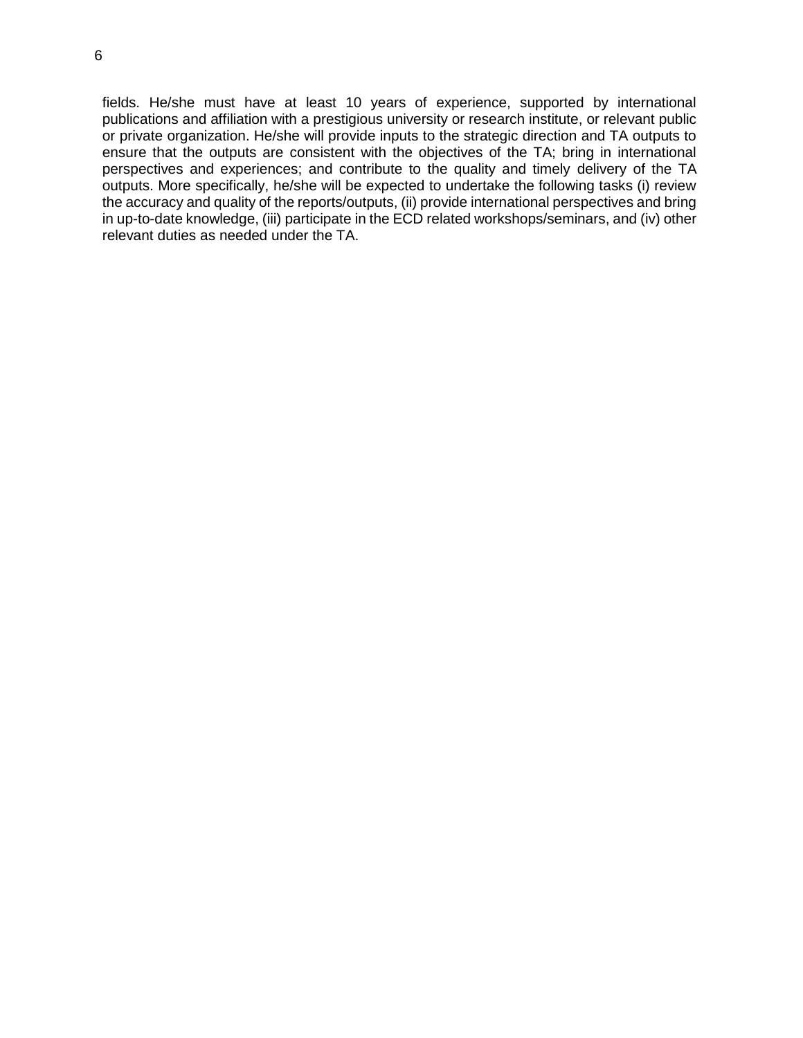fields. He/she must have at least 10 years of experience, supported by international publications and affiliation with a prestigious university or research institute, or relevant public or private organization. He/she will provide inputs to the strategic direction and TA outputs to ensure that the outputs are consistent with the objectives of the TA; bring in international perspectives and experiences; and contribute to the quality and timely delivery of the TA outputs. More specifically, he/she will be expected to undertake the following tasks (i) review the accuracy and quality of the reports/outputs, (ii) provide international perspectives and bring in up-to-date knowledge, (iii) participate in the ECD related workshops/seminars, and (iv) other relevant duties as needed under the TA.